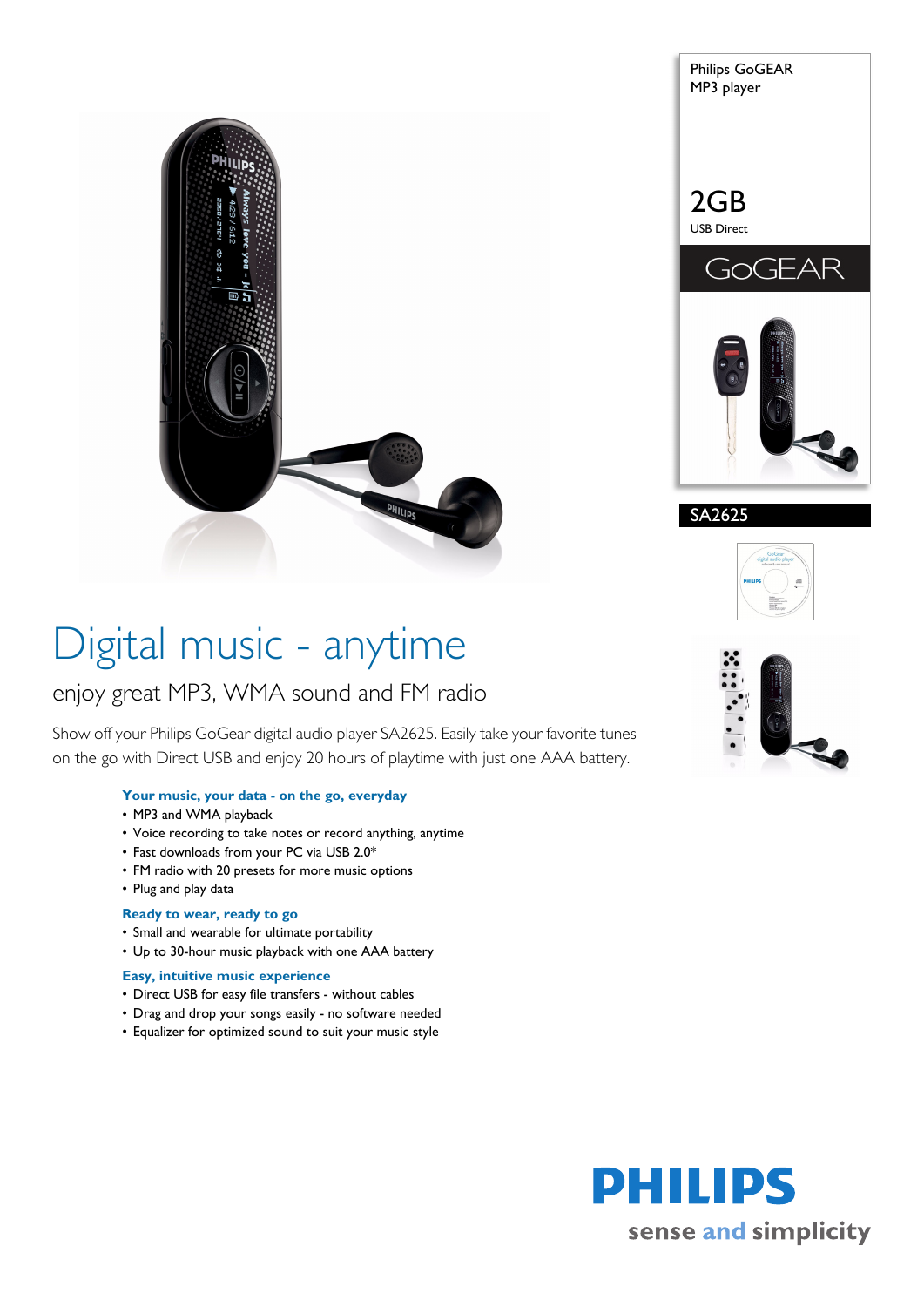Philips GoGEAR
MP3 player

2GB
USB Direct

GoGEAR

SA2625

# Digital music - anytime

## enjoy great MP3, WMA sound and FM radio

Show off your Philips GoGear digital audio player SA2625. Easily take your favorite tunes on the go with Direct USB and enjoy 20 hours of playtime with just one AAA battery.

### Your music, your data - on the go, everyday

- MP3 and WMA playback
- Voice recording to take notes or record anything, anytime
- Fast downloads from your PC via USB 2.0*
- FM radio with 20 presets for more music options
- Plug and play data

### Ready to wear, ready to go

- Small and wearable for ultimate portability
- Up to 30-hour music playback with one AAA battery

### Easy, intuitive music experience

- Direct USB for easy file transfers - without cables
- Drag and drop your songs easily - no software needed
- Equalizer for optimized sound to suit your music style

PHILIPS
sense and simplicity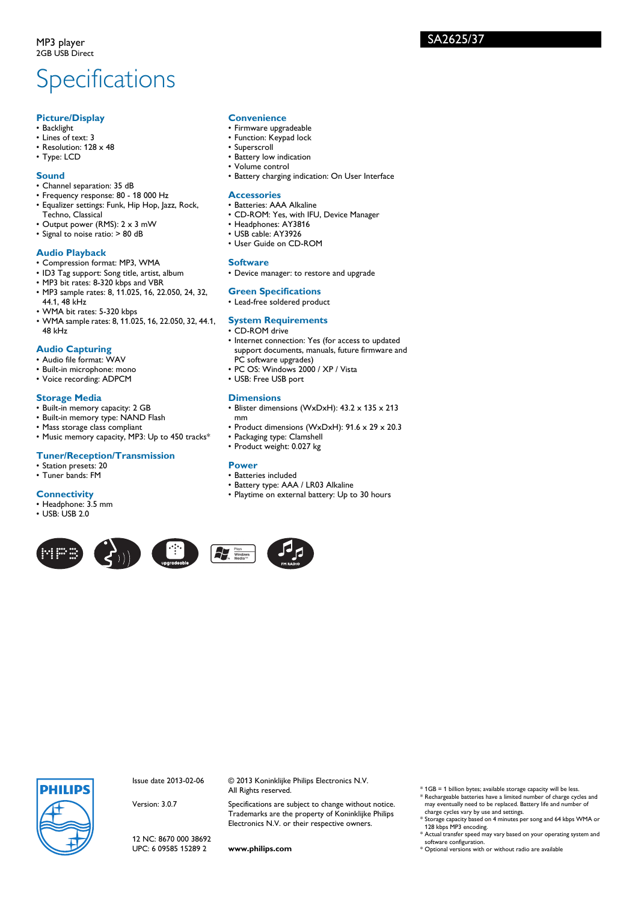MP3 player
2GB USB Direct

SA2625/37

# Specifications

## Picture/Display
- Backlight
- Lines of text: 3
- Resolution: 128 x 48
- Type: LCD

## Sound
- Channel separation: 35 dB
- Frequency response: 80 - 18 000 Hz
- Equalizer settings: Funk, Hip Hop, Jazz, Rock, Techno, Classical
- Output power (RMS): 2 x 3 mW
- Signal to noise ratio: > 80 dB

## Audio Playback
- Compression format: MP3, WMA
- ID3 Tag support: Song title, artist, album
- MP3 bit rates: 8-320 kbps and VBR
- MP3 sample rates: 8, 11.025, 16, 22.050, 24, 32, 44.1, 48 kHz
- WMA bit rates: 5-320 kbps
- WMA sample rates: 8, 11.025, 16, 22.050, 32, 44.1, 48 kHz

## Audio Capturing
- Audio file format: WAV
- Built-in microphone: mono
- Voice recording: ADPCM

## Storage Media
- Built-in memory capacity: 2 GB
- Built-in memory type: NAND Flash
- Mass storage class compliant
- Music memory capacity, MP3: Up to 450 tracks*

## Tuner/Reception/Transmission
- Station presets: 20
- Tuner bands: FM

## Connectivity
- Headphone: 3.5 mm
- USB: USB 2.0

## Convenience
- Firmware upgradeable
- Function: Keypad lock
- Superscroll
- Battery low indication
- Volume control
- Battery charging indication: On User Interface

## Accessories
- Batteries: AAA Alkaline
- CD-ROM: Yes, with IFU, Device Manager
- Headphones: AY3816
- USB cable: AY3926
- User Guide on CD-ROM

## Software
- Device manager: to restore and upgrade

## Green Specifications
- Lead-free soldered product

## System Requirements
- CD-ROM drive
- Internet connection: Yes (for access to updated support documents, manuals, future firmware and PC software upgrades)
- PC OS: Windows 2000 / XP / Vista
- USB: Free USB port

## Dimensions
- Blister dimensions (WxDxH): 43.2 x 135 x 213 mm
- Product dimensions (WxDxH): 91.6 x 29 x 20.3
- Packaging type: Clamshell
- Product weight: 0.027 kg

## Power
- Batteries included
- Battery type: AAA / LR03 Alkaline
- Playtime on external battery: Up to 30 hours

Issue date 2013-02-06

Version: 3.0.7

12 NC: 8670 000 38692
UPC: 6 09585 15289 2

© 2013 Koninklijke Philips Electronics N.V.
All Rights reserved.

Specifications are subject to change without notice. Trademarks are the property of Koninklijke Philips Electronics N.V. or their respective owners.

www.philips.com

\* 1GB = 1 billion bytes; available storage capacity will be less.
\* Rechargeable batteries have a limited number of charge cycles and may eventually need to be replaced. Battery life and number of charge cycles vary by use and settings.
\* Storage capacity based on 4 minutes per song and 64 kbps WMA or 128 kbps MP3 encoding.
\* Actual transfer speed may vary based on your operating system and software configuration.
\* Optional versions with or without radio are available